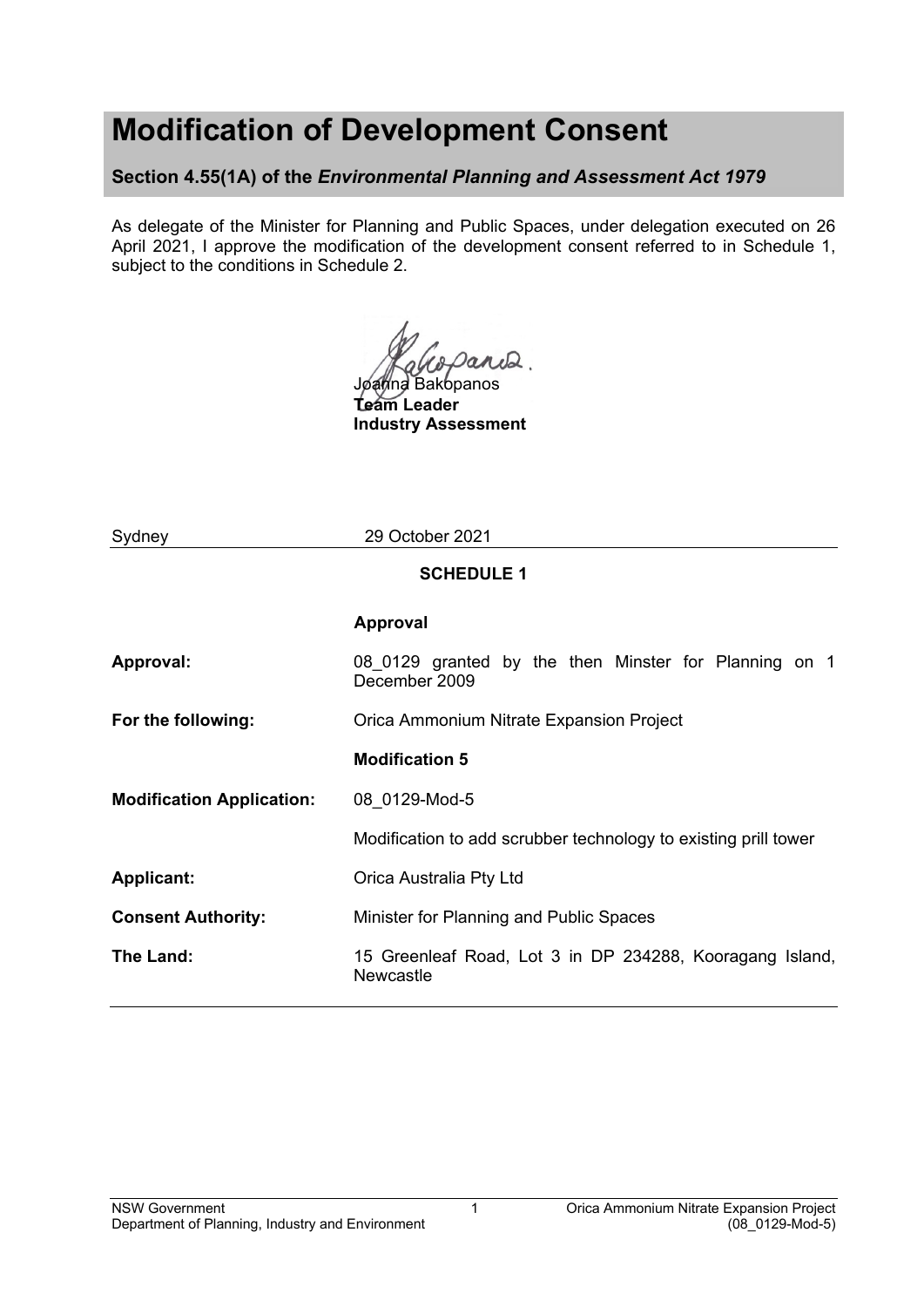# Modification of Development Consent

**Section 4.55(1A) of the *Environmental Planning and Assessment Act 1979***

As delegate of the Minister for Planning and Public Spaces, under delegation executed on 26 April 2021, I approve the modification of the development consent referred to in Schedule 1, subject to the conditions in Schedule 2.

Joanna Bakopanos
**Team Leader**
**Industry Assessment**

Sydney 29 October 2021

**SCHEDULE 1**

| | **Approval** |
|---|---|
| **Approval:** | 08_0129 granted by the then Minster for Planning on 1 December 2009 |
| **For the following:** | Orica Ammonium Nitrate Expansion Project |
| | **Modification 5** |
| **Modification Application:** | 08_0129-Mod-5 |
| | Modification to add scrubber technology to existing prill tower |
| **Applicant:** | Orica Australia Pty Ltd |
| **Consent Authority:** | Minister for Planning and Public Spaces |
| **The Land:** | 15 Greenleaf Road, Lot 3 in DP 234288, Kooragang Island, Newcastle |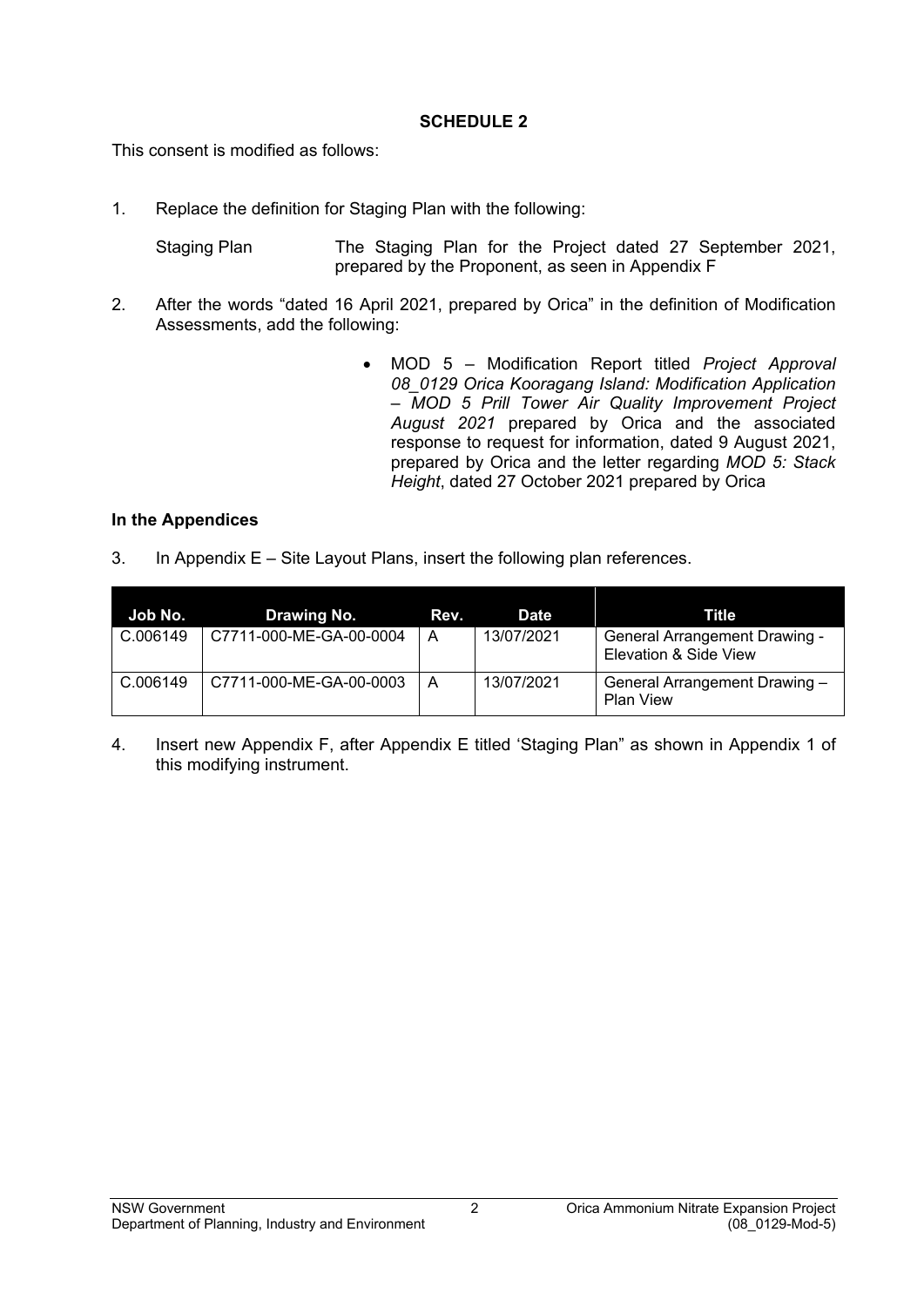## SCHEDULE 2

This consent is modified as follows:

1. Replace the definition for Staging Plan with the following:

   Staging Plan — The Staging Plan for the Project dated 27 September 2021, prepared by the Proponent, as seen in Appendix F

2. After the words "dated 16 April 2021, prepared by Orica" in the definition of Modification Assessments, add the following:

   - MOD 5 – Modification Report titled *Project Approval 08_0129 Orica Kooragang Island: Modification Application – MOD 5 Prill Tower Air Quality Improvement Project August 2021* prepared by Orica and the associated response to request for information, dated 9 August 2021, prepared by Orica and the letter regarding *MOD 5: Stack Height*, dated 27 October 2021 prepared by Orica

**In the Appendices**

3. In Appendix E – Site Layout Plans, insert the following plan references.

| Job No. | Drawing No. | Rev. | Date | Title |
|---|---|---|---|---|
| C.006149 | C7711-000-ME-GA-00-0004 | A | 13/07/2021 | General Arrangement Drawing - Elevation & Side View |
| C.006149 | C7711-000-ME-GA-00-0003 | A | 13/07/2021 | General Arrangement Drawing – Plan View |

4. Insert new Appendix F, after Appendix E titled 'Staging Plan" as shown in Appendix 1 of this modifying instrument.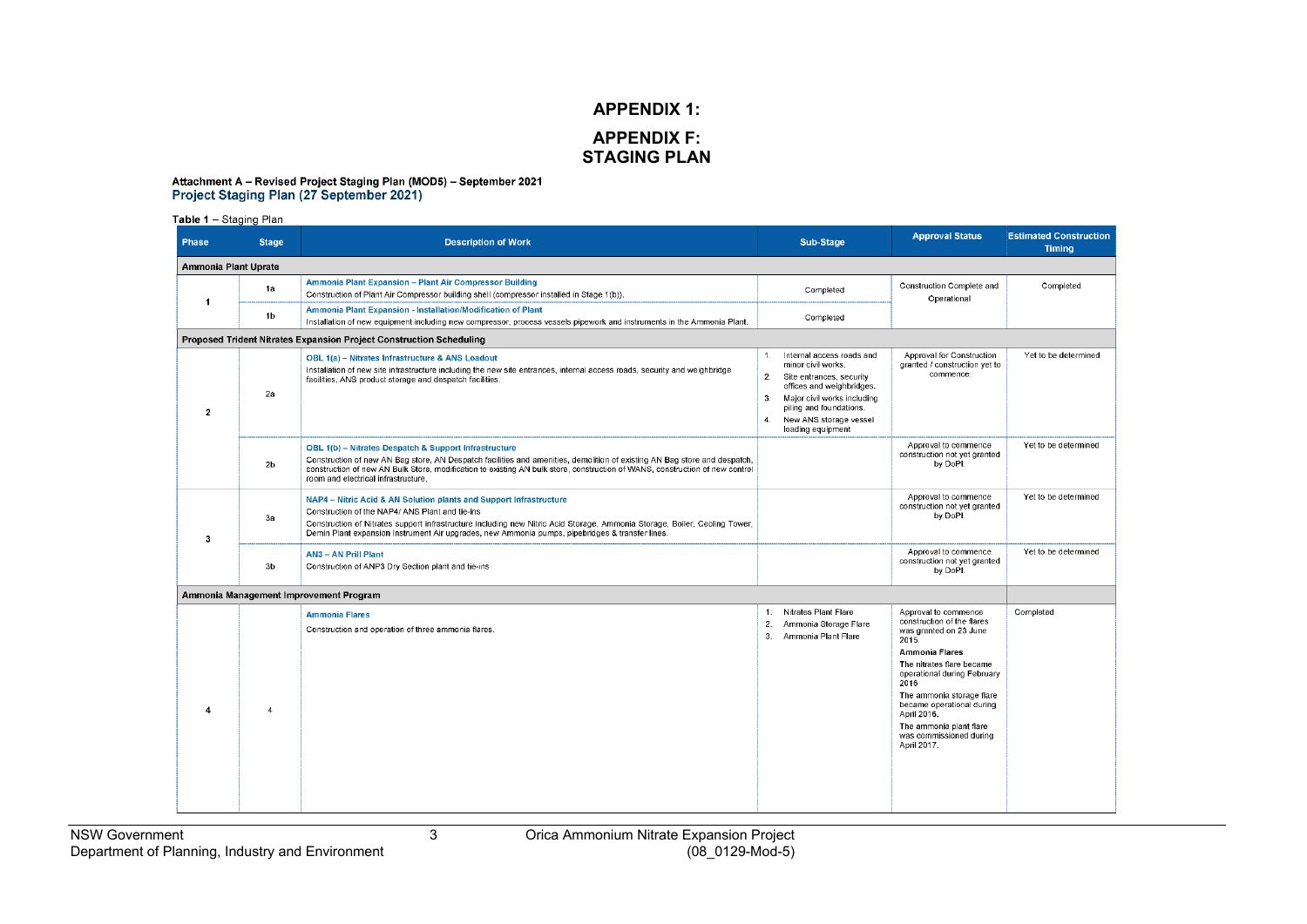# APPENDIX 1:

# APPENDIX F:
# STAGING PLAN

**Attachment A – Revised Project Staging Plan (MOD5) – September 2021**

## Project Staging Plan (27 September 2021)

**Table 1** – Staging Plan

| Phase | Stage | Description of Work | Sub-Stage | Approval Status | Estimated Construction Timing |
|---|---|---|---|---|---|
| **Ammonia Plant Uprate** | | | | | |
| 1 | 1a | **Ammonia Plant Expansion – Plant Air Compressor Building**<br>Construction of Plant Air Compressor building shell (compressor installed in Stage 1(b)). | Completed | Construction Complete and Operational | Completed |
| | 1b | **Ammonia Plant Expansion - Installation/Modification of Plant**<br>Installation of new equipment including new compressor, process vessels pipework and instruments in the Ammonia Plant. | Completed | | |
| **Proposed Trident Nitrates Expansion Project Construction Scheduling** | | | | | |
| 2 | 2a | **OBL 1(a) – Nitrates Infrastructure & ANS Loadout**<br>Installation of new site infrastructure including the new site entrances, internal access roads, security and weighbridge facilities, ANS product storage and despatch facilities. | 1. Internal access roads and minor civil works.<br>2. Site entrances, security offices and weighbridges.<br>3. Major civil works including piling and foundations.<br>4. New ANS storage vessel loading equipment | Approval for Construction granted / construction yet to commence. | Yet to be determined |
| | 2b | **OBL 1(b) – Nitrates Despatch & Support Infrastructure**<br>Construction of new AN Bag store, AN Despatch facilities and amenities, demolition of existing AN Bag store and despatch, construction of new AN Bulk Store, modification to existing AN bulk store, construction of WANS, construction of new control room and electrical infrastructure. | | Approval to commence construction not yet granted by DoPI. | Yet to be determined |
| 3 | 3a | **NAP4 – Nitric Acid & AN Solution plants and Support Infrastructure**<br>Construction of the NAP4/ ANS Plant and tie-ins<br>Construction of Nitrates support infrastructure including new Nitric Acid Storage, Ammonia Storage, Boiler, Cooling Tower, Demin Plant expansion Instrument Air upgrades, new Ammonia pumps, pipebridges & transfer lines. | | Approval to commence construction not yet granted by DoPI. | Yet to be determined |
| | 3b | **AN3 – AN Prill Plant**<br>Construction of ANP3 Dry Section plant and tie-ins | | Approval to commence construction not yet granted by DoPI. | Yet to be determined |
| **Ammonia Management Improvement Program** | | | | | |
| 4 | 4 | **Ammonia Flares**<br>Construction and operation of three ammonia flares. | 1. Nitrates Plant Flare<br>2. Ammonia Storage Flare<br>3. Ammonia Plant Flare | Approval to commence construction of the flares was granted on 23 June 2015.<br>**Ammonia Flares**<br>The nitrates flare became operational during February 2016<br>The ammonia storage flare became operational during April 2016.<br>The ammonia plant flare was commissioned during April 2017. | Completed |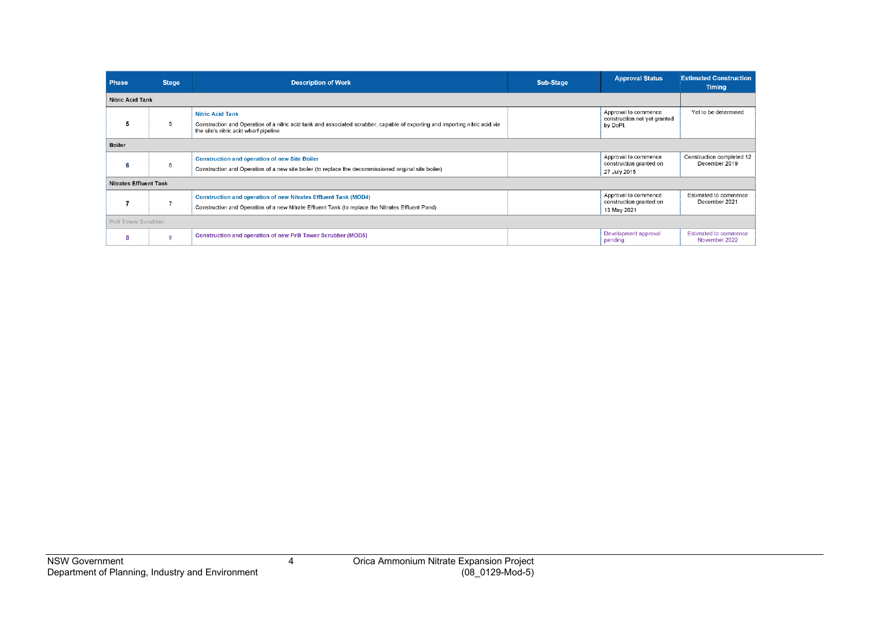| Phase | Stage | Description of Work | Sub-Stage | Approval Status | Estimated Construction Timing |
|---|---|---|---|---|---|
| **Nitric Acid Tank** | | | | | |
| **5** | 5 | **Nitric Acid Tank**<br>Construction and Operation of a nitric acid tank and associated scrubber, capable of exporting and importing nitric acid via the site's nitric acid wharf pipeline. | | Approval to commence construction not yet granted by DoPI. | Yet to be determined |
| **Boiler** | | | | | |
| **6** | 6 | **Construction and operation of new Site Boiler**<br>Construction and Operation of a new site boiler (to replace the decommissioned original site boiler) | | Approval to commence construction granted on 27 July 2015 | Construction completed 12 December 2019 |
| **Nitrates Effluent Tank** | | | | | |
| **7** | 7 | **Construction and operation of new Nitrates Effluent Tank (MOD4)**<br>Construction and Operation of a new Nitrate Effluent Tank (to replace the Nitrates Effluent Pond) | | Approval to commence construction granted on 13 May 2021 | Estimated to commence December 2021 |
| **Prill Tower Scrubber** | | | | | |
| **8** | 8 | **Construction and operation of new Prill Tower Scrubber (MOD5)** | | Development approval pending. | Estimated to commence November 2022 |